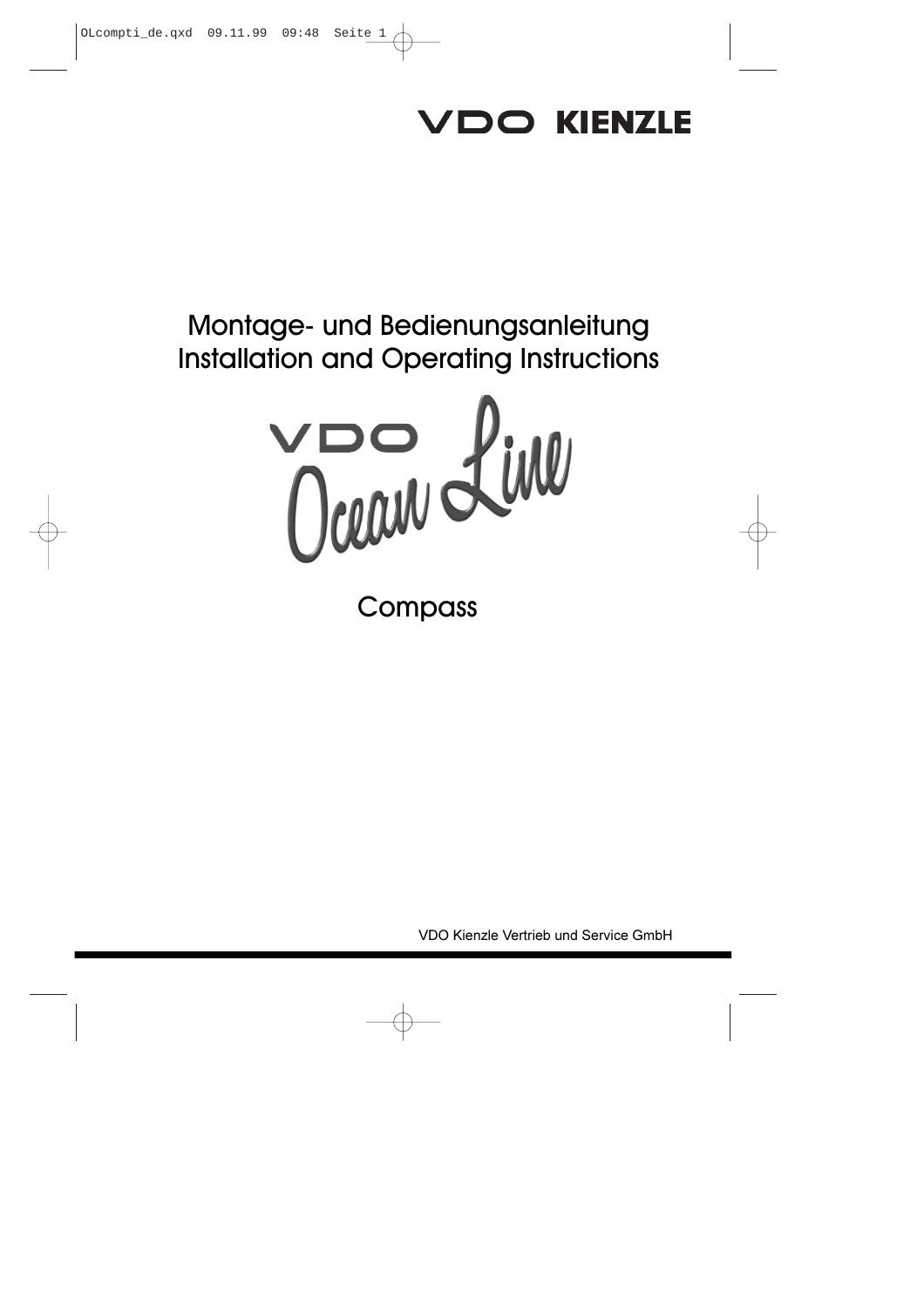VDO KIENZLE

# Montage- und Bedienungsanleitung
# Installation and Operating Instructions

VDO Ocean Line

## Compass

VDO Kienzle Vertrieb und Service GmbH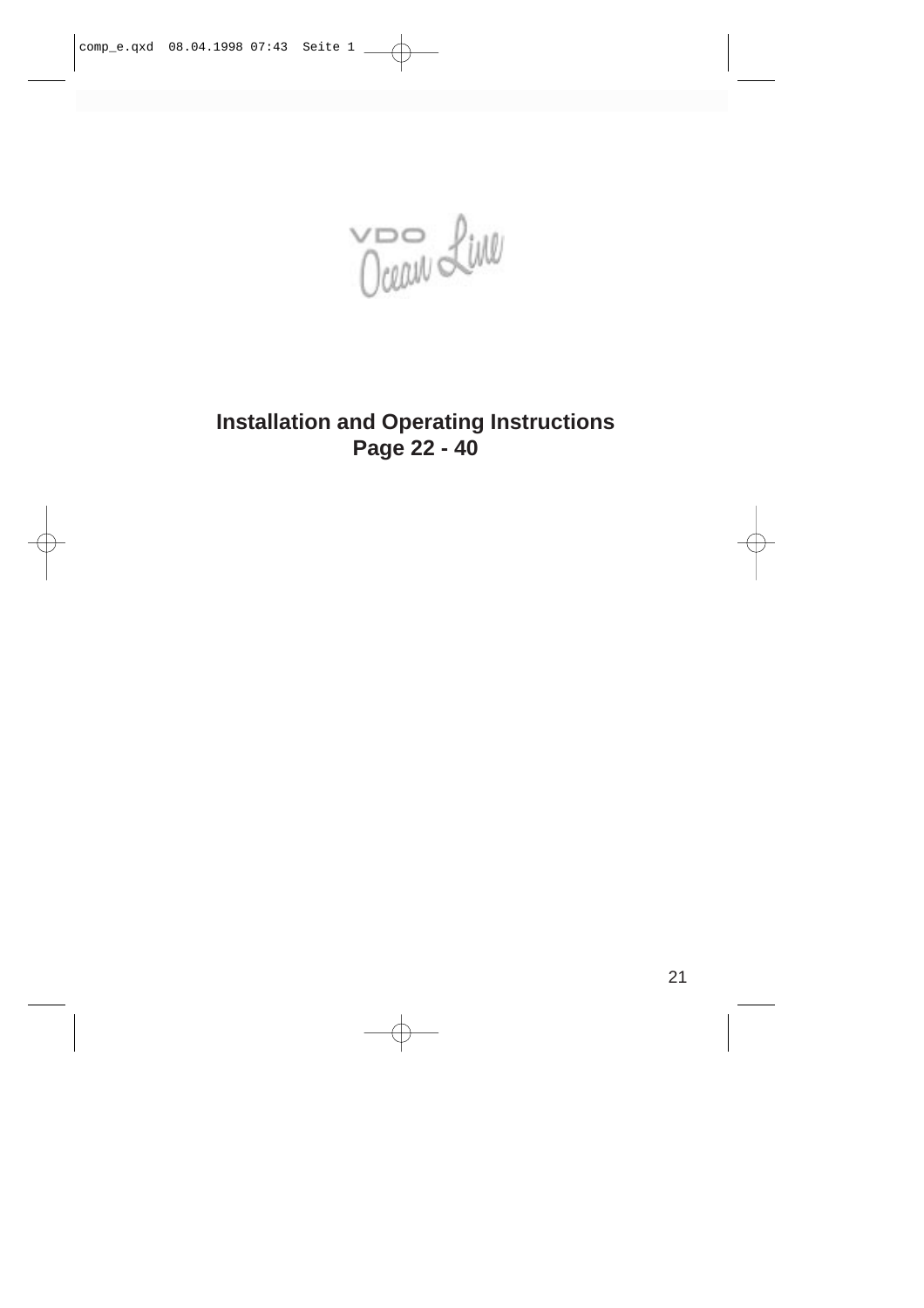VDO Ocean Line

**Installation and Operating Instructions**
**Page 22 - 40**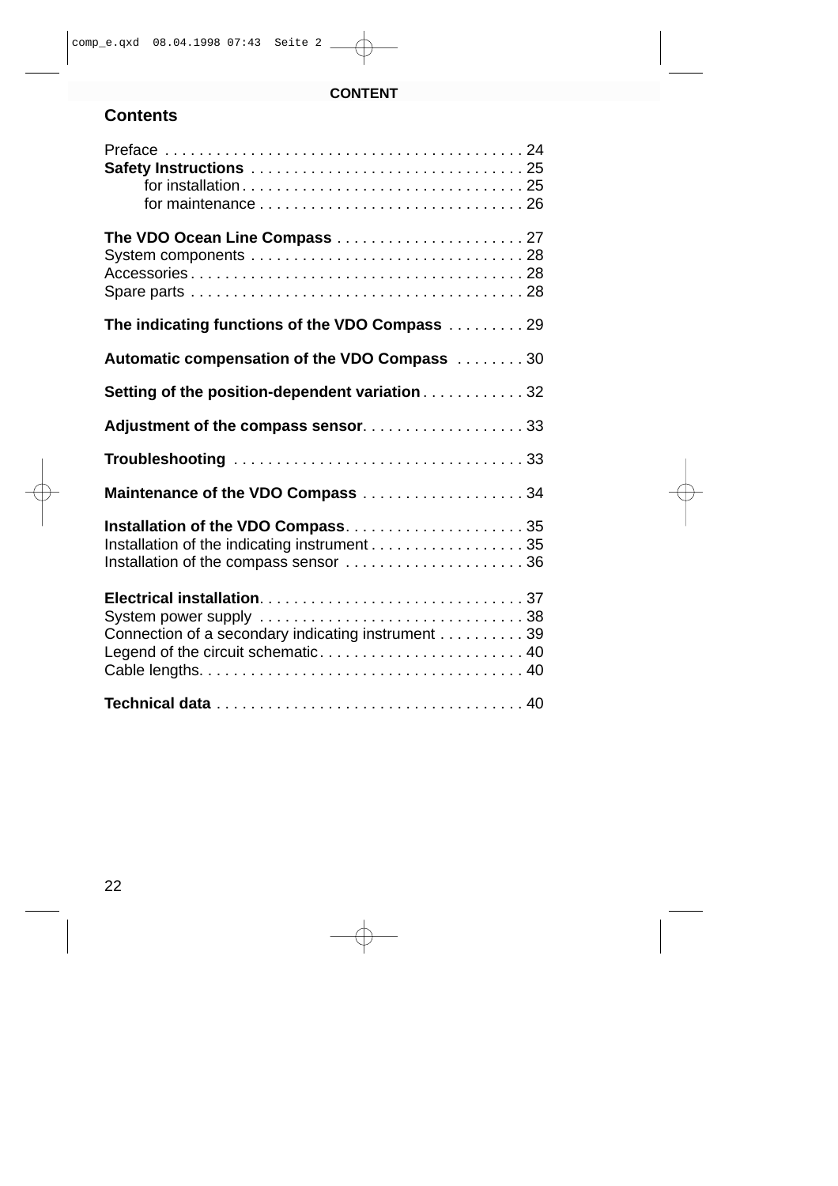## Contents

| | |
|---|---|
| Preface | 24 |
| **Safety Instructions** | 25 |
| for installation | 25 |
| for maintenance | 26 |
| **The VDO Ocean Line Compass** | 27 |
| System components | 28 |
| Accessories | 28 |
| Spare parts | 28 |
| **The indicating functions of the VDO Compass** | 29 |
| **Automatic compensation of the VDO Compass** | 30 |
| **Setting of the position-dependent variation** | 32 |
| **Adjustment of the compass sensor** | 33 |
| **Troubleshooting** | 33 |
| **Maintenance of the VDO Compass** | 34 |
| **Installation of the VDO Compass** | 35 |
| Installation of the indicating instrument | 35 |
| Installation of the compass sensor | 36 |
| **Electrical installation** | 37 |
| System power supply | 38 |
| Connection of a secondary indicating instrument | 39 |
| Legend of the circuit schematic | 40 |
| Cable lengths | 40 |
| **Technical data** | 40 |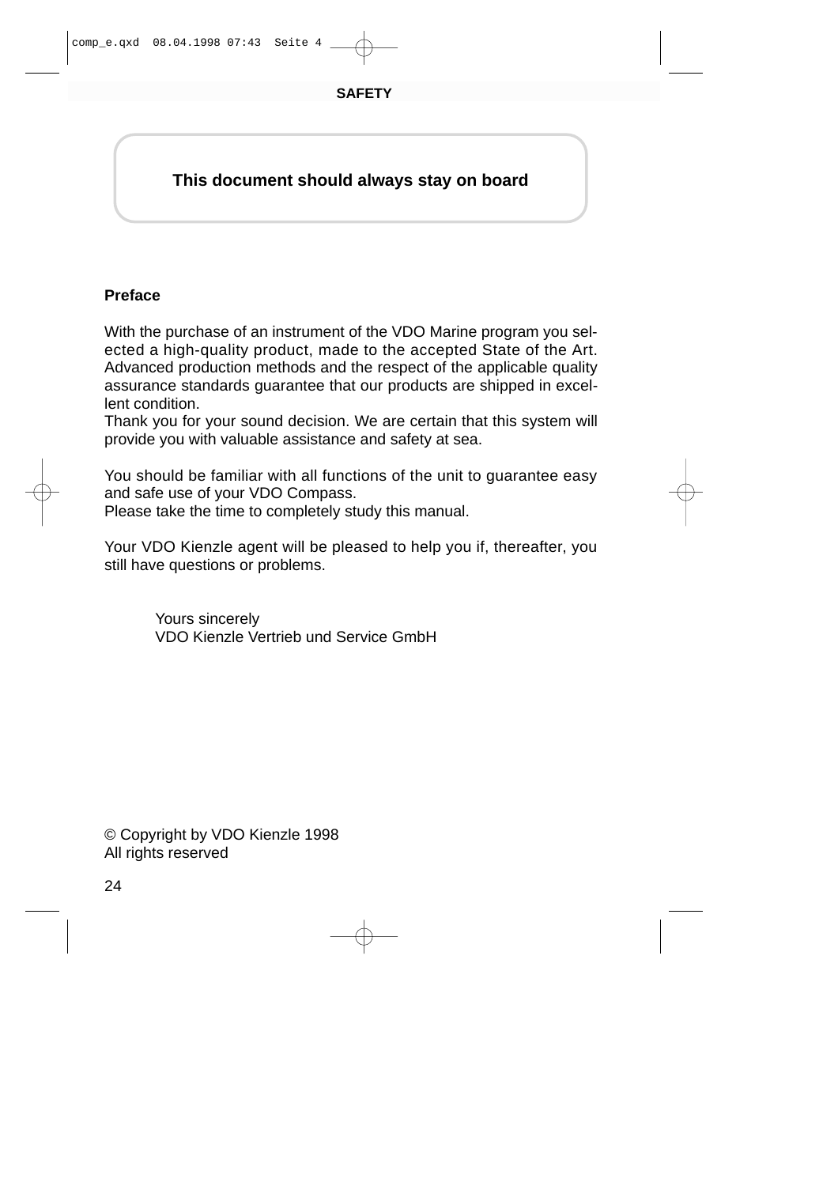**This document should always stay on board**

## Preface

With the purchase of an instrument of the VDO Marine program you selected a high-quality product, made to the accepted State of the Art. Advanced production methods and the respect of the applicable quality assurance standards guarantee that our products are shipped in excellent condition.
Thank you for your sound decision. We are certain that this system will provide you with valuable assistance and safety at sea.

You should be familiar with all functions of the unit to guarantee easy and safe use of your VDO Compass.
Please take the time to completely study this manual.

Your VDO Kienzle agent will be pleased to help you if, thereafter, you still have questions or problems.

Yours sincerely
VDO Kienzle Vertrieb und Service GmbH

© Copyright by VDO Kienzle 1998
All rights reserved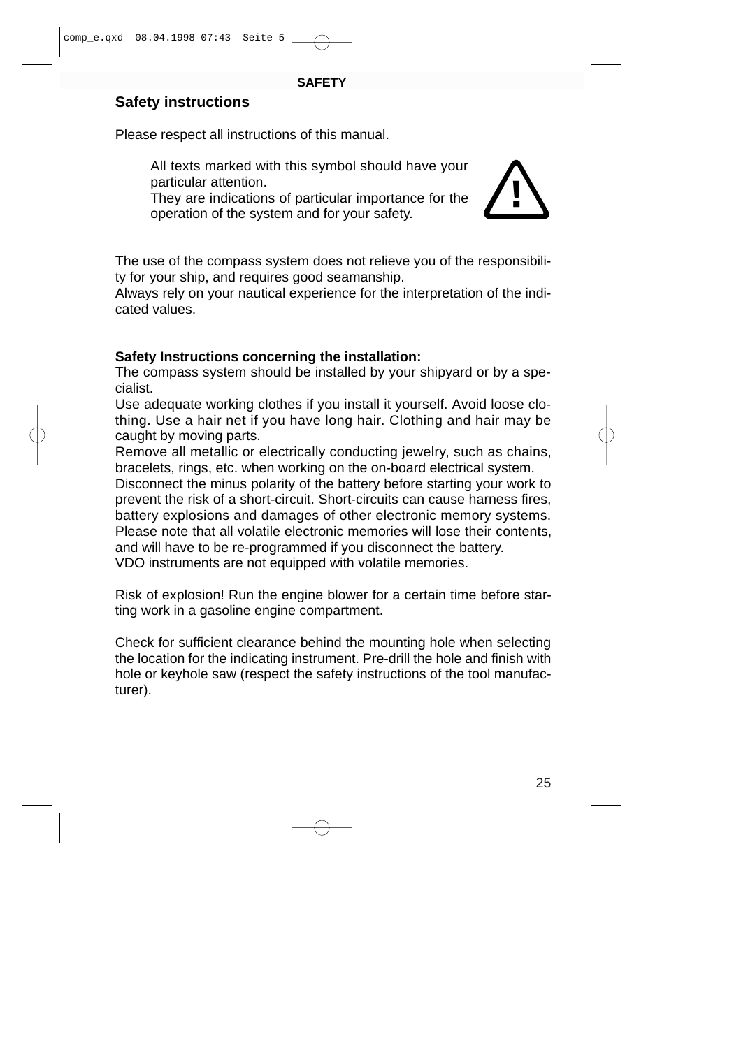## Safety instructions

Please respect all instructions of this manual.

All texts marked with this symbol should have your particular attention.
They are indications of particular importance for the operation of the system and for your safety.

The use of the compass system does not relieve you of the responsibility for your ship, and requires good seamanship.
Always rely on your nautical experience for the interpretation of the indicated values.

**Safety Instructions concerning the installation:**
The compass system should be installed by your shipyard or by a specialist.
Use adequate working clothes if you install it yourself. Avoid loose clothing. Use a hair net if you have long hair. Clothing and hair may be caught by moving parts.
Remove all metallic or electrically conducting jewelry, such as chains, bracelets, rings, etc. when working on the on-board electrical system.
Disconnect the minus polarity of the battery before starting your work to prevent the risk of a short-circuit. Short-circuits can cause harness fires, battery explosions and damages of other electronic memory systems. Please note that all volatile electronic memories will lose their contents, and will have to be re-programmed if you disconnect the battery.
VDO instruments are not equipped with volatile memories.

Risk of explosion! Run the engine blower for a certain time before starting work in a gasoline engine compartment.

Check for sufficient clearance behind the mounting hole when selecting the location for the indicating instrument. Pre-drill the hole and finish with hole or keyhole saw (respect the safety instructions of the tool manufacturer).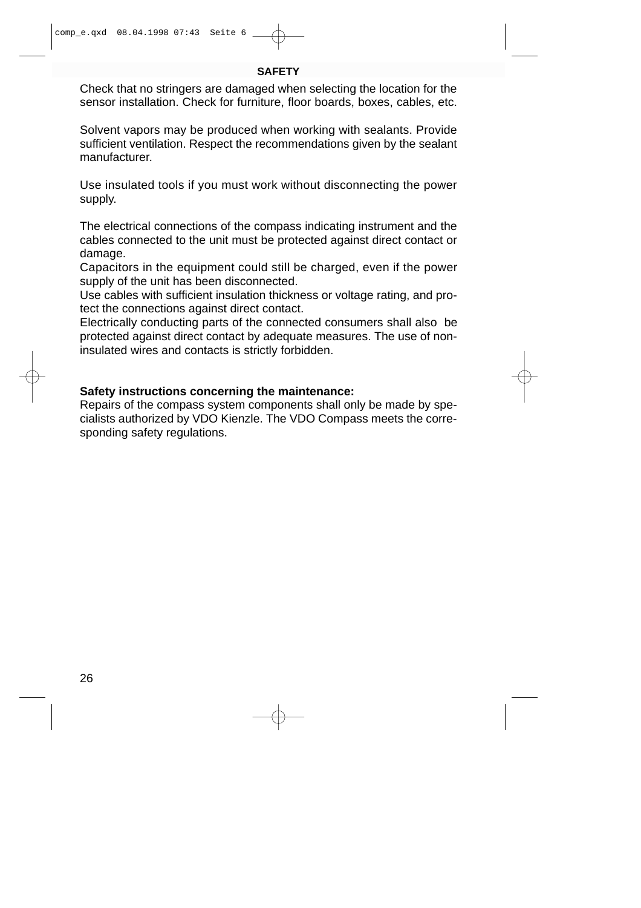## SAFETY

Check that no stringers are damaged when selecting the location for the sensor installation. Check for furniture, floor boards, boxes, cables, etc.

Solvent vapors may be produced when working with sealants. Provide sufficient ventilation. Respect the recommendations given by the sealant manufacturer.

Use insulated tools if you must work without disconnecting the power supply.

The electrical connections of the compass indicating instrument and the cables connected to the unit must be protected against direct contact or damage.
Capacitors in the equipment could still be charged, even if the power supply of the unit has been disconnected.
Use cables with sufficient insulation thickness or voltage rating, and protect the connections against direct contact.
Electrically conducting parts of the connected consumers shall also be protected against direct contact by adequate measures. The use of non-insulated wires and contacts is strictly forbidden.

**Safety instructions concerning the maintenance:**
Repairs of the compass system components shall only be made by specialists authorized by VDO Kienzle. The VDO Compass meets the corresponding safety regulations.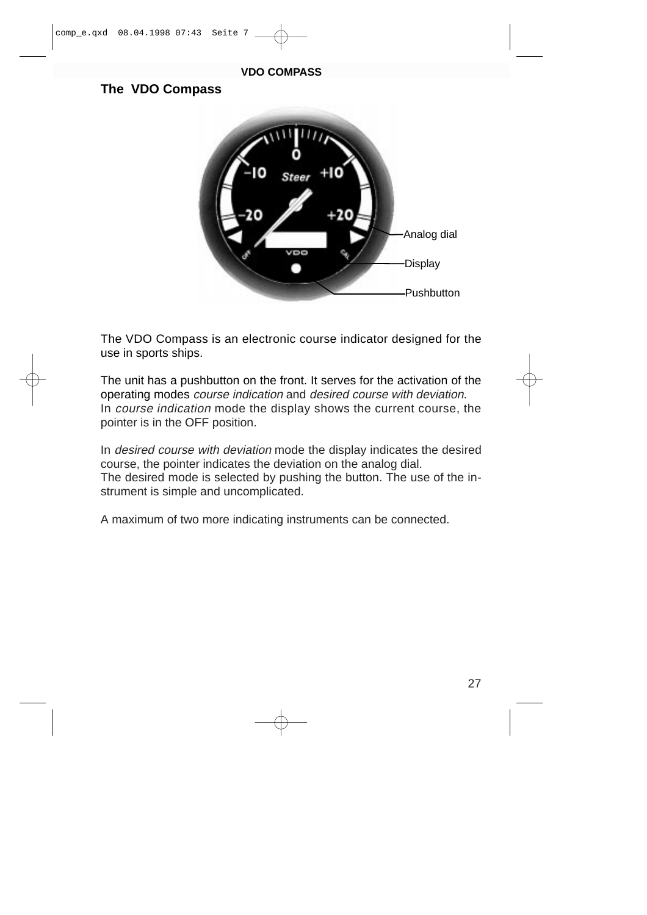## The VDO Compass

Analog dial

Display

Pushbutton

The VDO Compass is an electronic course indicator designed for the use in sports ships.

The unit has a pushbutton on the front. It serves for the activation of the operating modes *course indication* and *desired course with deviation*. In *course indication* mode the display shows the current course, the pointer is in the OFF position.

In *desired course with deviation* mode the display indicates the desired course, the pointer indicates the deviation on the analog dial. The desired mode is selected by pushing the button. The use of the instrument is simple and uncomplicated.

A maximum of two more indicating instruments can be connected.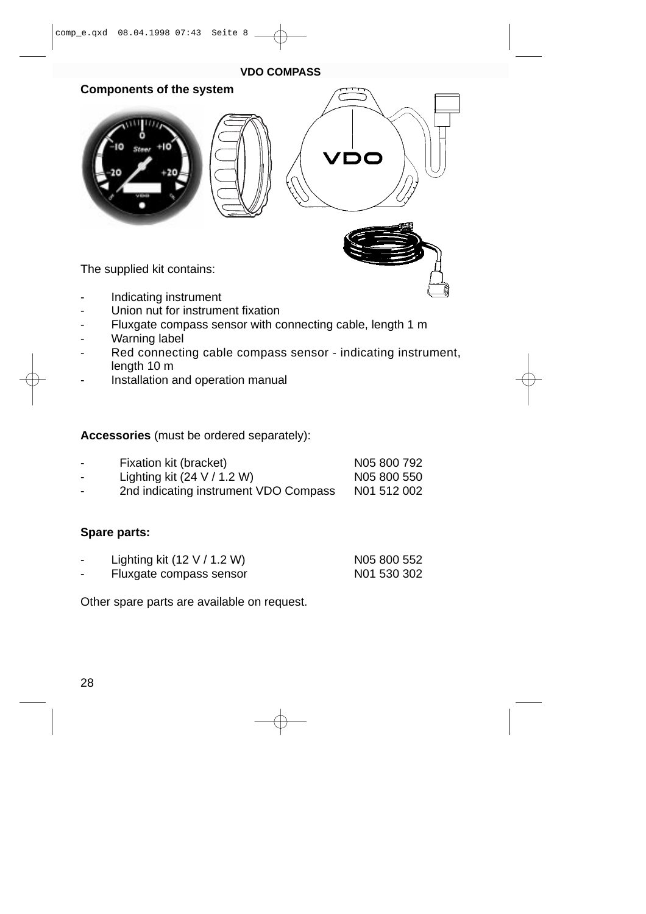**Components of the system**

The supplied kit contains:

- Indicating instrument
- Union nut for instrument fixation
- Fluxgate compass sensor with connecting cable, length 1 m
- Warning label
- Red connecting cable compass sensor - indicating instrument, length 10 m
- Installation and operation manual

**Accessories** (must be ordered separately):

| | | |
|---|---|---|
| - | Fixation kit (bracket) | N05 800 792 |
| - | Lighting kit (24 V / 1.2 W) | N05 800 550 |
| - | 2nd indicating instrument VDO Compass | N01 512 002 |

**Spare parts:**

| | | |
|---|---|---|
| - | Lighting kit (12 V / 1.2 W) | N05 800 552 |
| - | Fluxgate compass sensor | N01 530 302 |

Other spare parts are available on request.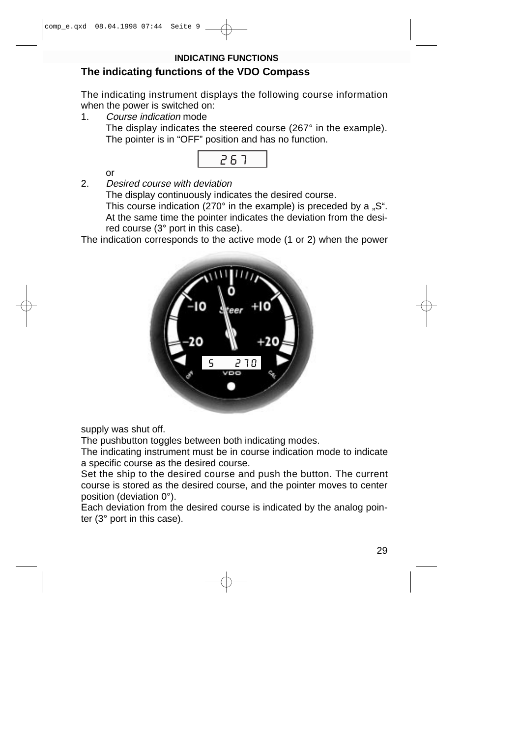## INDICATING FUNCTIONS

### The indicating functions of the VDO Compass

The indicating instrument displays the following course information when the power is switched on:

1. *Course indication* mode
   The display indicates the steered course (267° in the example). The pointer is in "OFF" position and has no function.

   267

   or

2. *Desired course with deviation*
   The display continuously indicates the desired course.
   This course indication (270° in the example) is preceded by a „S". At the same time the pointer indicates the deviation from the desired course (3° port in this case).

The indication corresponds to the active mode (1 or 2) when the power supply was shut off.

The pushbutton toggles between both indicating modes.

The indicating instrument must be in course indication mode to indicate a specific course as the desired course.

Set the ship to the desired course and push the button. The current course is stored as the desired course, and the pointer moves to center position (deviation 0°).

Each deviation from the desired course is indicated by the analog pointer (3° port in this case).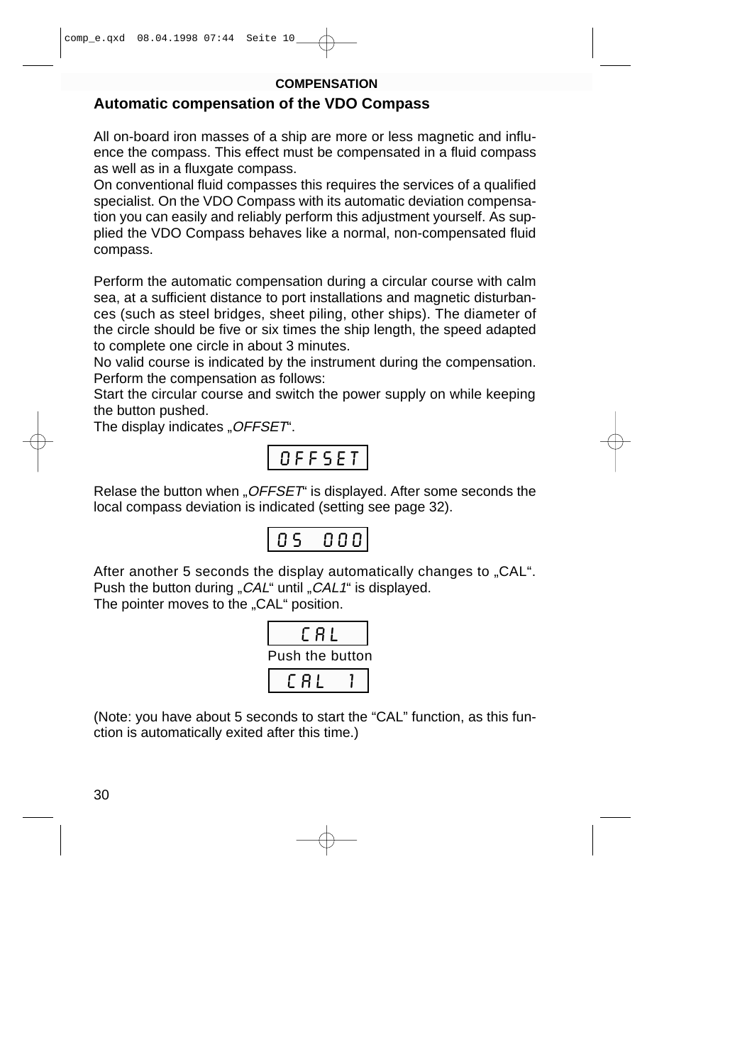**COMPENSATION**

## Automatic compensation of the VDO Compass

All on-board iron masses of a ship are more or less magnetic and influence the compass. This effect must be compensated in a fluid compass as well as in a fluxgate compass.
On conventional fluid compasses this requires the services of a qualified specialist. On the VDO Compass with its automatic deviation compensation you can easily and reliably perform this adjustment yourself. As supplied the VDO Compass behaves like a normal, non-compensated fluid compass.

Perform the automatic compensation during a circular course with calm sea, at a sufficient distance to port installations and magnetic disturbances (such as steel bridges, sheet piling, other ships). The diameter of the circle should be five or six times the ship length, the speed adapted to complete one circle in about 3 minutes.
No valid course is indicated by the instrument during the compensation.
Perform the compensation as follows:
Start the circular course and switch the power supply on while keeping the button pushed.
The display indicates „*OFFSET*“.

OFFSET

Relase the button when „*OFFSET*“ is displayed. After some seconds the local compass deviation is indicated (setting see page 32).

OS 000

After another 5 seconds the display automatically changes to „CAL“.
Push the button during „*CAL*“ until „*CAL1*“ is displayed.
The pointer moves to the „CAL“ position.

CAL

Push the button

CAL 1

(Note: you have about 5 seconds to start the “CAL” function, as this function is automatically exited after this time.)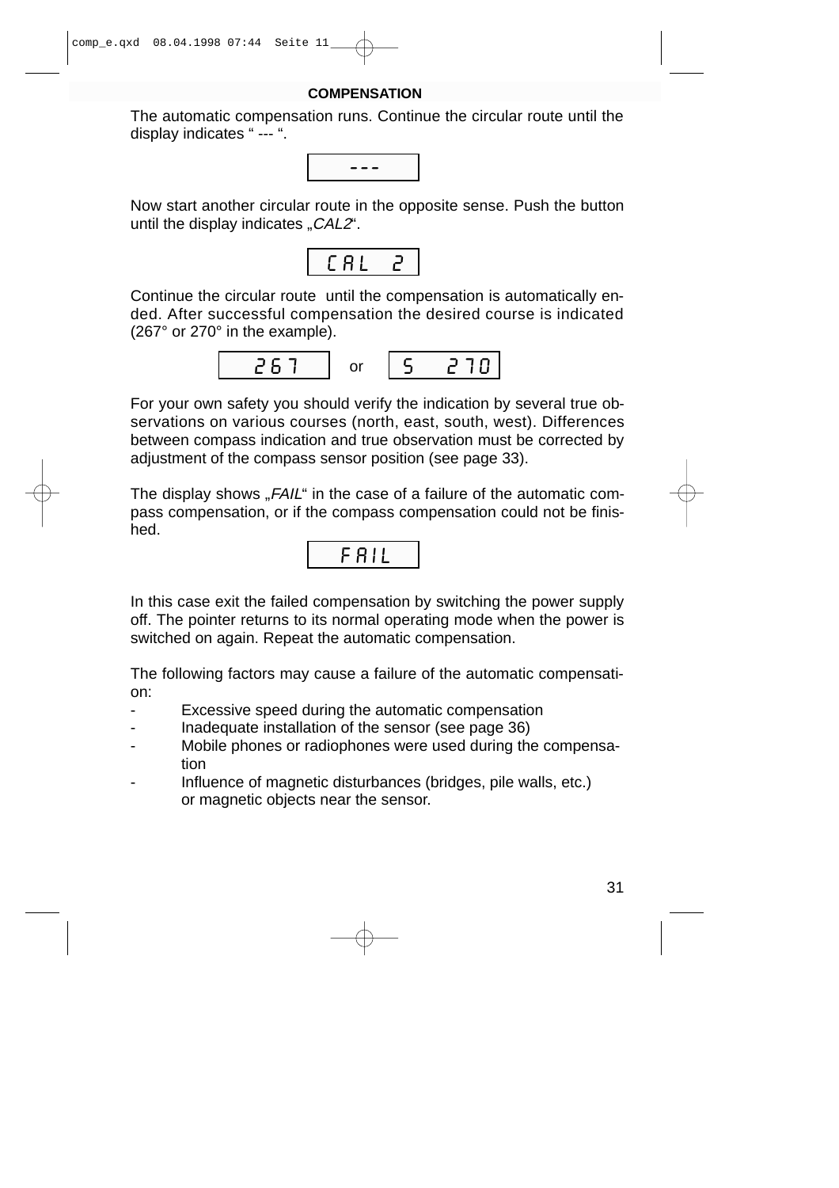## COMPENSATION

The automatic compensation runs. Continue the circular route until the display indicates " --- ".

```
---
```

Now start another circular route in the opposite sense. Push the button until the display indicates „*CAL2*".

```
CAL 2
```

Continue the circular route until the compensation is automatically ended. After successful compensation the desired course is indicated (267° or 270° in the example).

```
267     or     S  270
```

For your own safety you should verify the indication by several true observations on various courses (north, east, south, west). Differences between compass indication and true observation must be corrected by adjustment of the compass sensor position (see page 33).

The display shows „*FAIL*" in the case of a failure of the automatic compass compensation, or if the compass compensation could not be finished.

```
FAIL
```

In this case exit the failed compensation by switching the power supply off. The pointer returns to its normal operating mode when the power is switched on again. Repeat the automatic compensation.

The following factors may cause a failure of the automatic compensation:

- Excessive speed during the automatic compensation
- Inadequate installation of the sensor (see page 36)
- Mobile phones or radiophones were used during the compensation
- Influence of magnetic disturbances (bridges, pile walls, etc.) or magnetic objects near the sensor.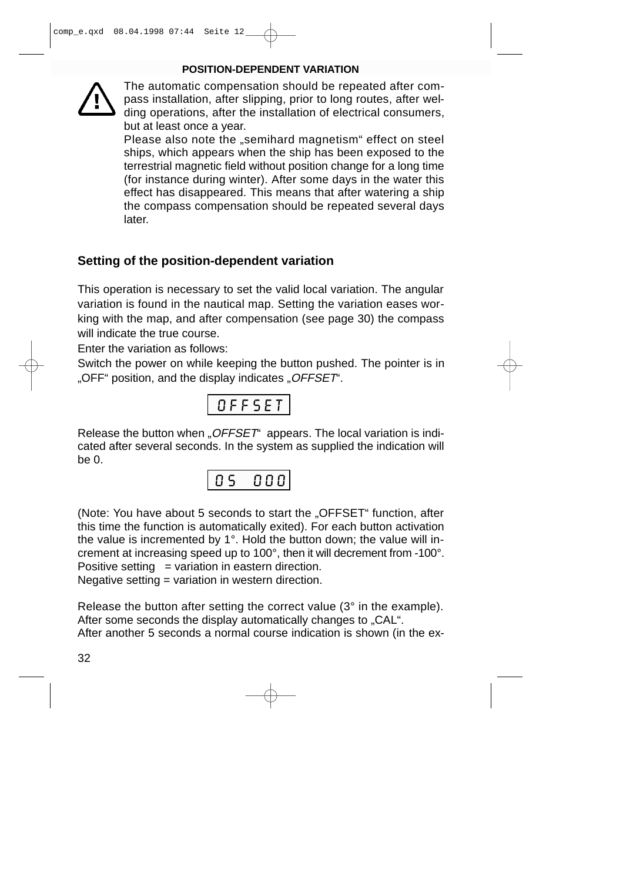**POSITION-DEPENDENT VARIATION**

The automatic compensation should be repeated after compass installation, after slipping, prior to long routes, after welding operations, after the installation of electrical consumers, but at least once a year.

Please also note the „semihard magnetism“ effect on steel ships, which appears when the ship has been exposed to the terrestrial magnetic field without position change for a long time (for instance during winter). After some days in the water this effect has disappeared. This means that after watering a ship the compass compensation should be repeated several days later.

## Setting of the position-dependent variation

This operation is necessary to set the valid local variation. The angular variation is found in the nautical map. Setting the variation eases working with the map, and after compensation (see page 30) the compass will indicate the true course.

Enter the variation as follows:

Switch the power on while keeping the button pushed. The pointer is in „OFF“ position, and the display indicates „*OFFSET*“.

```
OFFSET
```

Release the button when „*OFFSET*“ appears. The local variation is indicated after several seconds. In the system as supplied the indication will be 0.

```
OS 000
```

(Note: You have about 5 seconds to start the „OFFSET“ function, after this time the function is automatically exited). For each button activation the value is incremented by 1°. Hold the button down; the value will increment at increasing speed up to 100°, then it will decrement from -100°.

Positive setting = variation in eastern direction.

Negative setting = variation in western direction.

Release the button after setting the correct value (3° in the example). After some seconds the display automatically changes to „CAL“.

After another 5 seconds a normal course indication is shown (in the ex-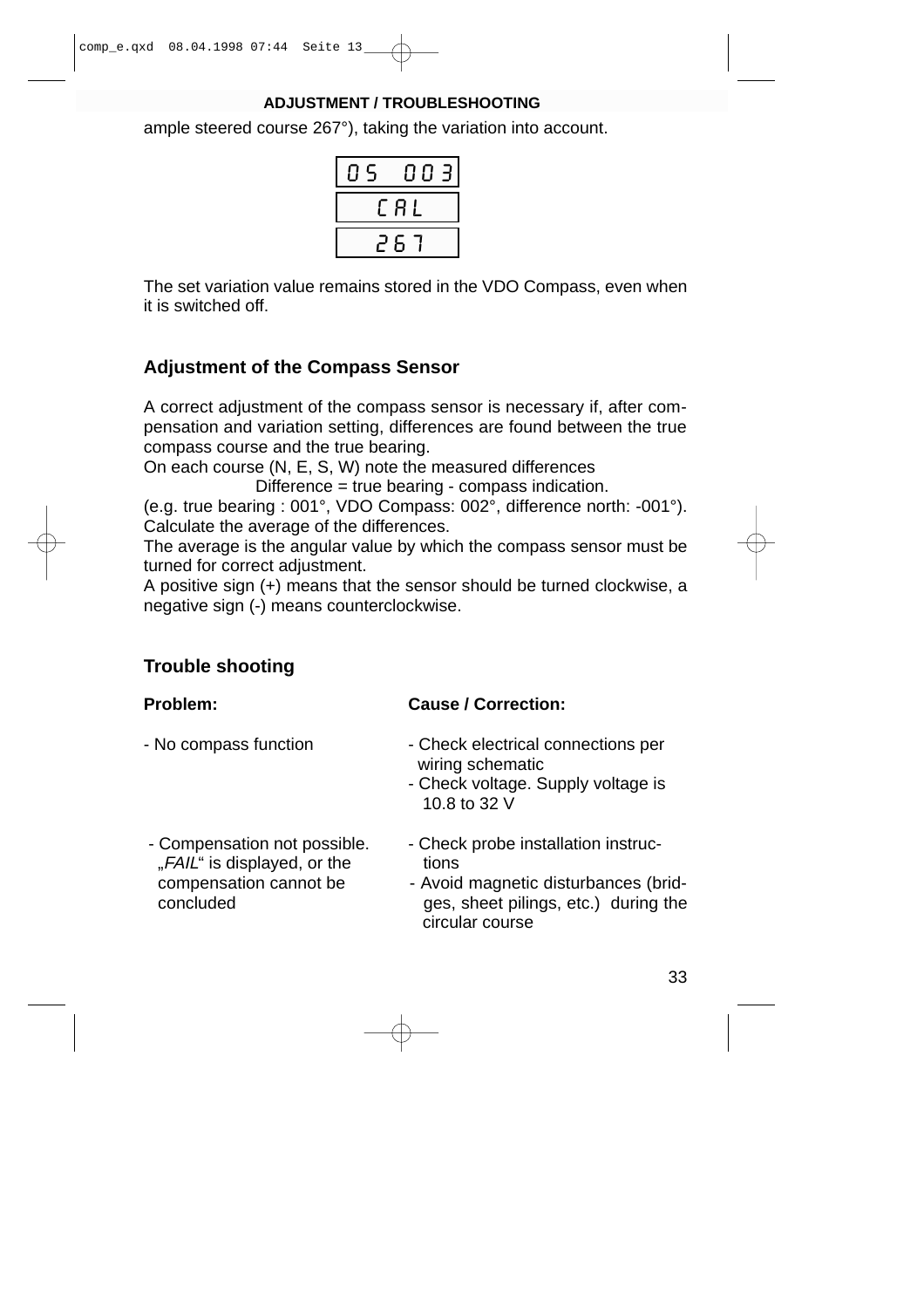ample steered course 267°), taking the variation into account.

```
OS  003
  CAL
  267
```

The set variation value remains stored in the VDO Compass, even when it is switched off.

## Adjustment of the Compass Sensor

A correct adjustment of the compass sensor is necessary if, after compensation and variation setting, differences are found between the true compass course and the true bearing.
On each course (N, E, S, W) note the measured differences
Difference = true bearing - compass indication.
(e.g. true bearing : 001°, VDO Compass: 002°, difference north: -001°).
Calculate the average of the differences.
The average is the angular value by which the compass sensor must be turned for correct adjustment.
A positive sign (+) means that the sensor should be turned clockwise, a negative sign (-) means counterclockwise.

## Trouble shooting

| **Problem:** | **Cause / Correction:** |
|---|---|
| - No compass function | - Check electrical connections per wiring schematic<br>- Check voltage. Supply voltage is 10.8 to 32 V |
| - Compensation not possible. „*FAIL*" is displayed, or the compensation cannot be concluded | - Check probe installation instructions<br>- Avoid magnetic disturbances (bridges, sheet pilings, etc.) during the circular course |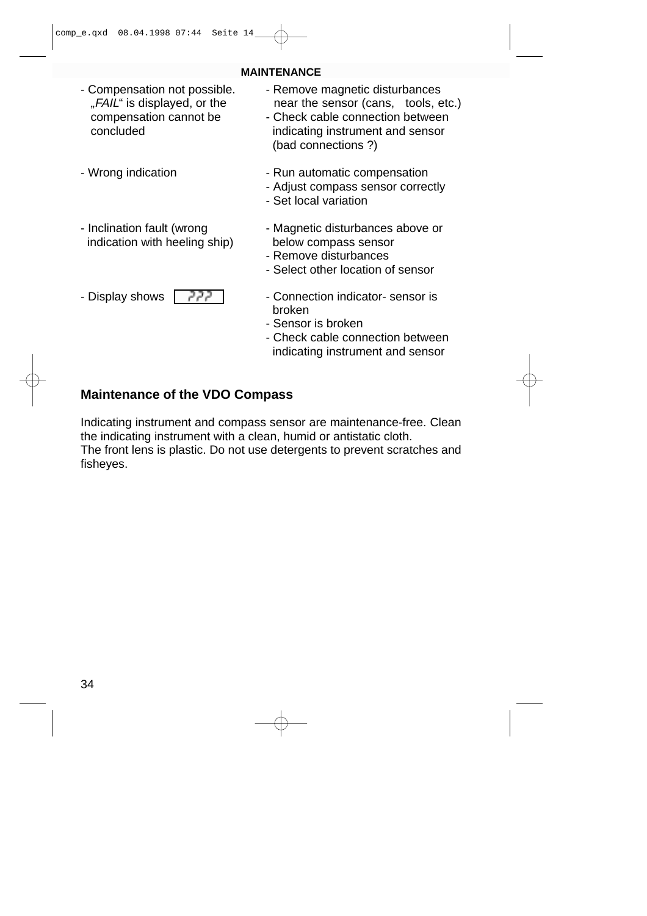## MAINTENANCE

| Fault | Remedy |
|---|---|
| - Compensation not possible. „*FAIL*“ is displayed, or the compensation cannot be concluded | - Remove magnetic disturbances near the sensor (cans, tools, etc.)<br>- Check cable connection between indicating instrument and sensor (bad connections ?) |
| - Wrong indication | - Run automatic compensation<br>- Adjust compass sensor correctly<br>- Set local variation |
| - Inclination fault (wrong indication with heeling ship) | - Magnetic disturbances above or below compass sensor<br>- Remove disturbances<br>- Select other location of sensor |
| - Display shows ??? | - Connection indicator- sensor is broken<br>- Sensor is broken<br>- Check cable connection between indicating instrument and sensor |

### Maintenance of the VDO Compass

Indicating instrument and compass sensor are maintenance-free. Clean the indicating instrument with a clean, humid or antistatic cloth.
The front lens is plastic. Do not use detergents to prevent scratches and fisheyes.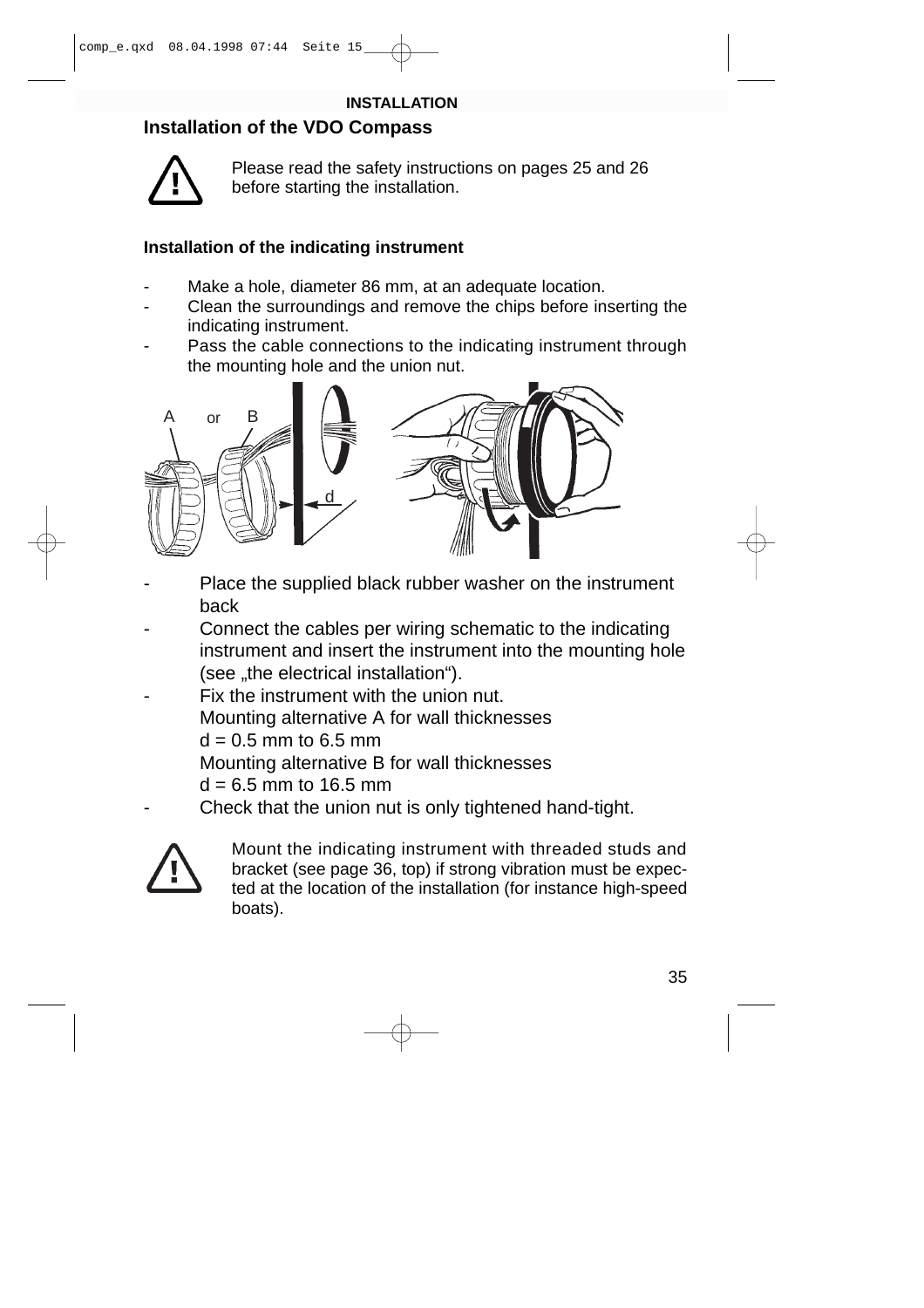## INSTALLATION

### Installation of the VDO Compass

Please read the safety instructions on pages 25 and 26 before starting the installation.

#### Installation of the indicating instrument

- Make a hole, diameter 86 mm, at an adequate location.
- Clean the surroundings and remove the chips before inserting the indicating instrument.
- Pass the cable connections to the indicating instrument through the mounting hole and the union nut.

- Place the supplied black rubber washer on the instrument back
- Connect the cables per wiring schematic to the indicating instrument and insert the instrument into the mounting hole (see „the electrical installation").
- Fix the instrument with the union nut.
  Mounting alternative A for wall thicknesses
  d = 0.5 mm to 6.5 mm
  Mounting alternative B for wall thicknesses
  d = 6.5 mm to 16.5 mm
- Check that the union nut is only tightened hand-tight.

Mount the indicating instrument with threaded studs and bracket (see page 36, top) if strong vibration must be expected at the location of the installation (for instance high-speed boats).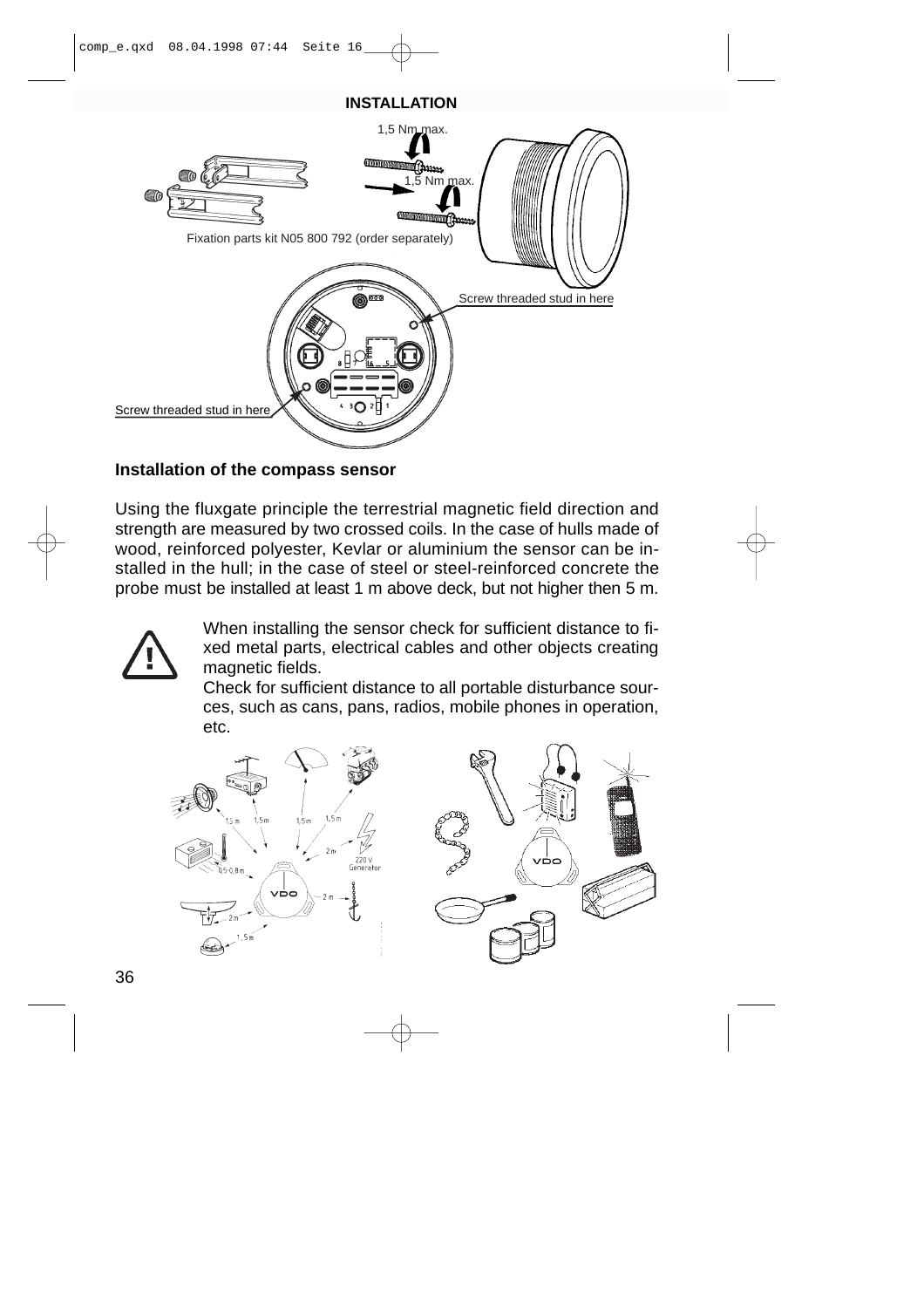## INSTALLATION

1,5 Nm max.

1,5 Nm max.

Fixation parts kit N05 800 792 (order separately)

Screw threaded stud in here

Screw threaded stud in here

### Installation of the compass sensor

Using the fluxgate principle the terrestrial magnetic field direction and strength are measured by two crossed coils. In the case of hulls made of wood, reinforced polyester, Kevlar or aluminium the sensor can be installed in the hull; in the case of steel or steel-reinforced concrete the probe must be installed at least 1 m above deck, but not higher then 5 m.

When installing the sensor check for sufficient distance to fixed metal parts, electrical cables and other objects creating magnetic fields.

Check for sufficient distance to all portable disturbance sources, such as cans, pans, radios, mobile phones in operation, etc.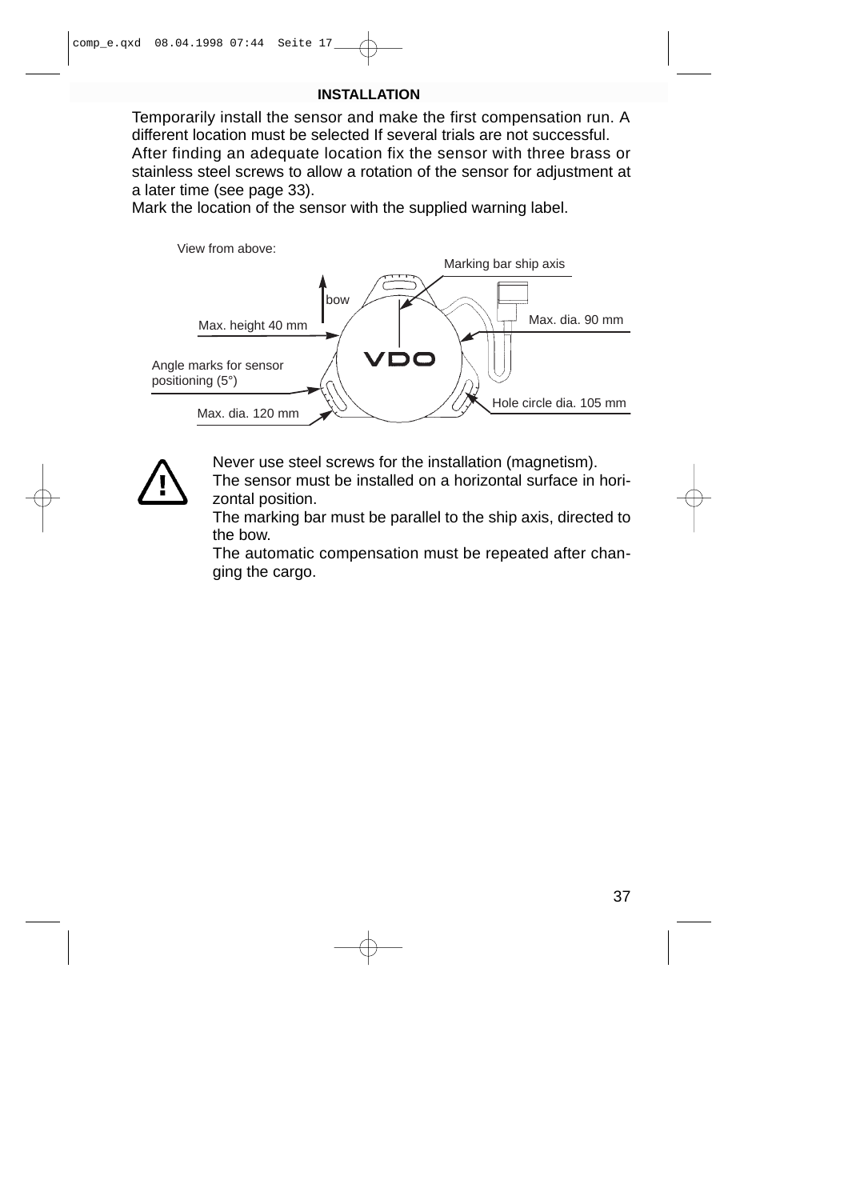## INSTALLATION

Temporarily install the sensor and make the first compensation run. A different location must be selected If several trials are not successful. After finding an adequate location fix the sensor with three brass or stainless steel screws to allow a rotation of the sensor for adjustment at a later time (see page 33).
Mark the location of the sensor with the supplied warning label.

View from above:

Marking bar ship axis

bow

Max. height 40 mm

Max. dia. 90 mm

Angle marks for sensor positioning (5°)

Hole circle dia. 105 mm

Max. dia. 120 mm

Never use steel screws for the installation (magnetism).
The sensor must be installed on a horizontal surface in horizontal position.
The marking bar must be parallel to the ship axis, directed to the bow.
The automatic compensation must be repeated after changing the cargo.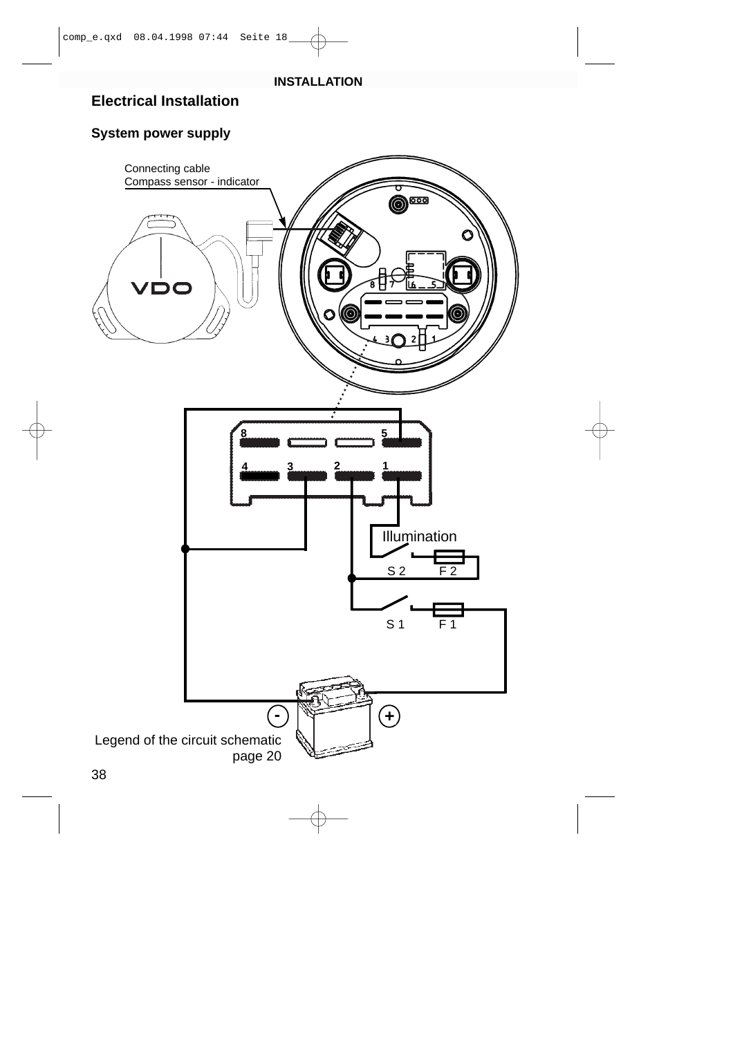## Electrical Installation

### System power supply

Connecting cable
Compass sensor - indicator

Illumination

S 2 F 2

S 1 F 1

Legend of the circuit schematic
page 20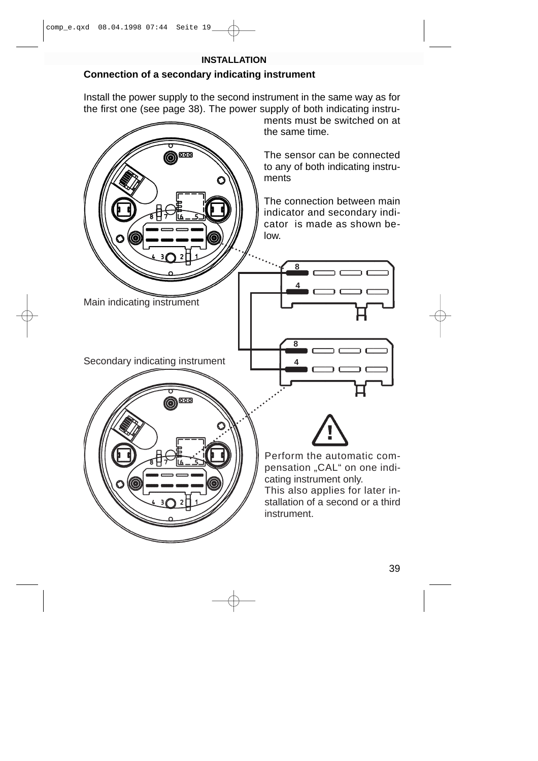## INSTALLATION

### Connection of a secondary indicating instrument

Install the power supply to the second instrument in the same way as for the first one (see page 38). The power supply of both indicating instruments must be switched on at the same time.

The sensor can be connected to any of both indicating instruments

The connection between main indicator and secondary indicator is made as shown below.

Main indicating instrument

Secondary indicating instrument

Perform the automatic compensation „CAL“ on one indicating instrument only.
This also applies for later installation of a second or a third instrument.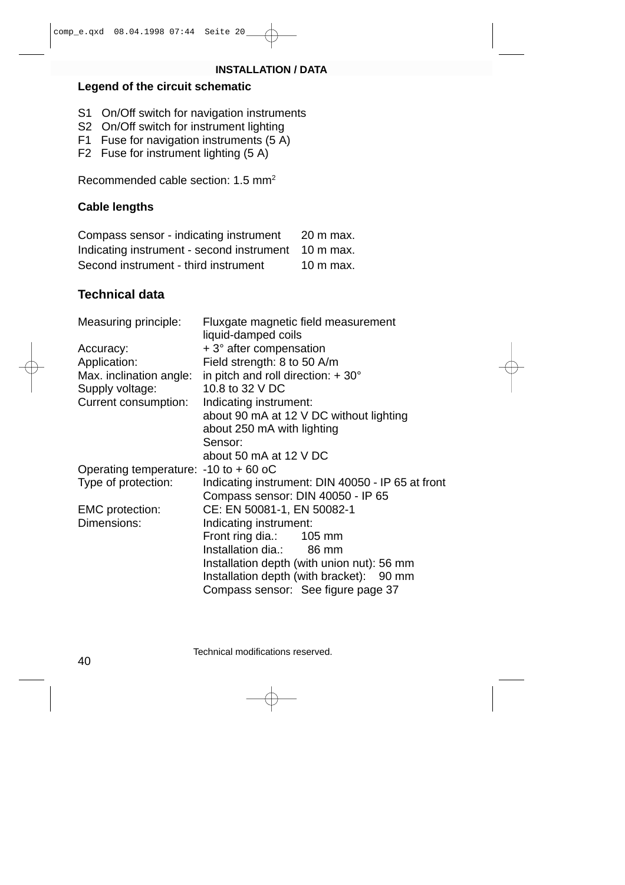## Legend of the circuit schematic

- S1 On/Off switch for navigation instruments
- S2 On/Off switch for instrument lighting
- F1 Fuse for navigation instruments (5 A)
- F2 Fuse for instrument lighting (5 A)

Recommended cable section: 1.5 $mm^2$

### Cable lengths

| | |
|---|---|
| Compass sensor - indicating instrument | 20 m max. |
| Indicating instrument - second instrument | 10 m max. |
| Second instrument - third instrument | 10 m max. |

## Technical data

| | |
|---|---|
| Measuring principle: | Fluxgate magnetic field measurement<br>liquid-damped coils |
| Accuracy: | + 3° after compensation |
| Application: | Field strength: 8 to 50 A/m |
| Max. inclination angle: | in pitch and roll direction: + 30° |
| Supply voltage: | 10.8 to 32 V DC |
| Current consumption: | Indicating instrument:<br>about 90 mA at 12 V DC without lighting<br>about 250 mA with lighting<br>Sensor:<br>about 50 mA at 12 V DC |
| Operating temperature: | -10 to + 60 oC |
| Type of protection: | Indicating instrument: DIN 40050 - IP 65 at front<br>Compass sensor: DIN 40050 - IP 65 |
| EMC protection: | CE: EN 50081-1, EN 50082-1 |
| Dimensions: | Indicating instrument:<br>Front ring dia.: 105 mm<br>Installation dia.: 86 mm<br>Installation depth (with union nut): 56 mm<br>Installation depth (with bracket): 90 mm<br>Compass sensor: See figure page 37 |

Technical modifications reserved.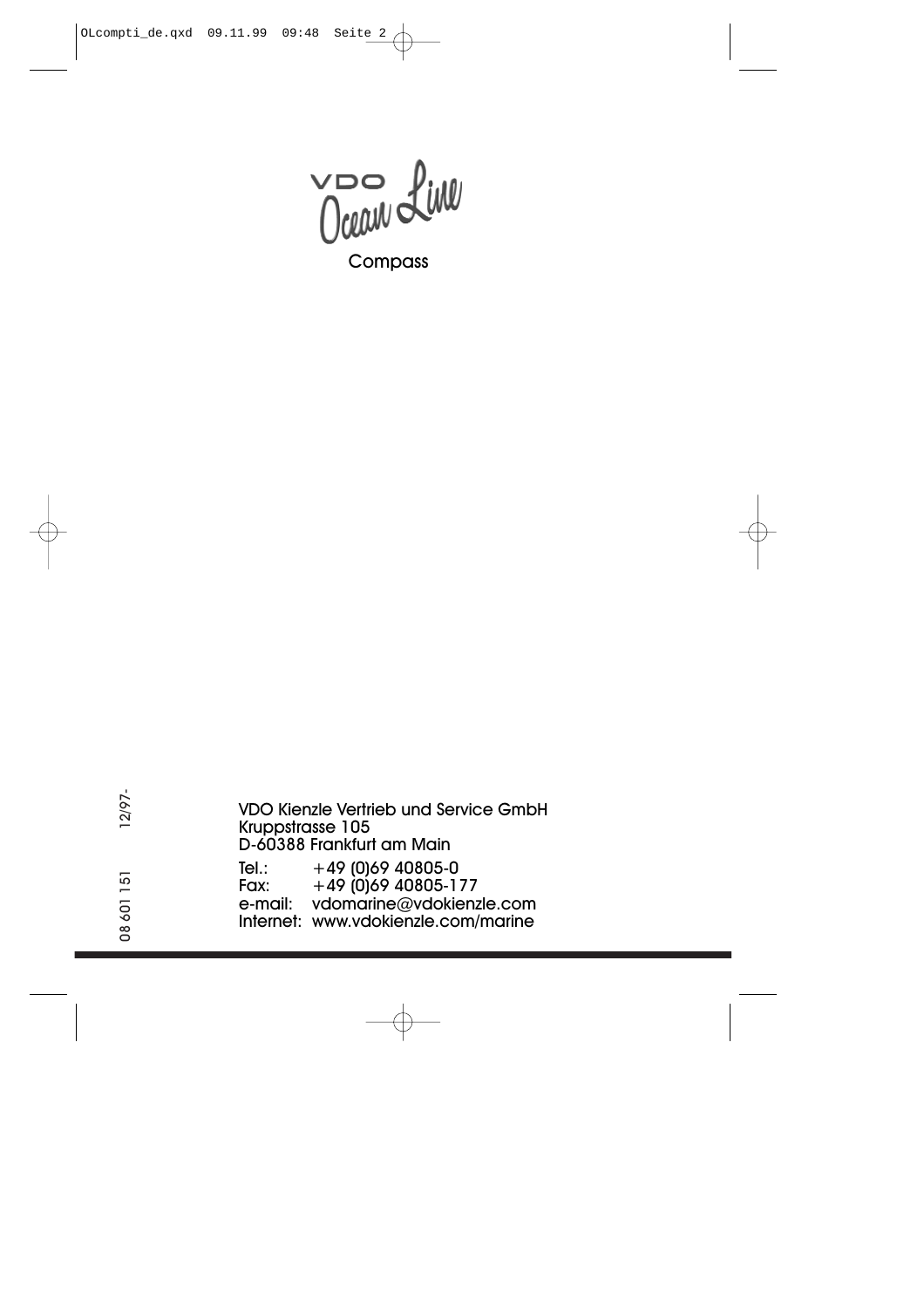VDO Ocean Line

Compass

12/97-

08 601 151

VDO Kienzle Vertrieb und Service GmbH
Kruppstrasse 105
D-60388 Frankfurt am Main

Tel.: +49 (0)69 40805-0
Fax: +49 (0)69 40805-177
e-mail: vdomarine@vdokienzle.com
Internet: www.vdokienzle.com/marine